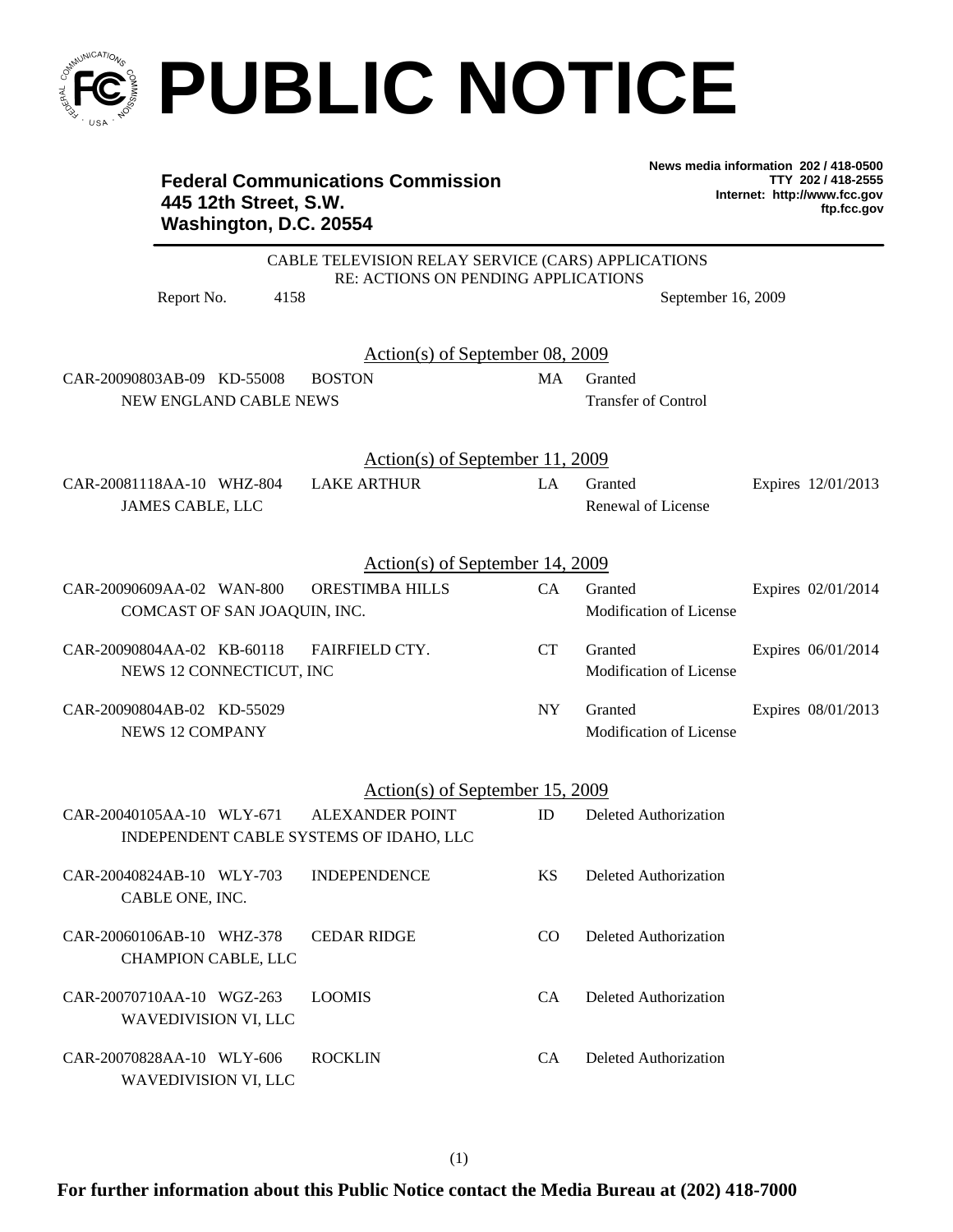# PUBLIC NOTICE

**Federal Communications Commission**
**445 12th Street, S.W.**
**Washington, D.C. 20554**

**News media information 202 / 418-0500**
**TTY 202 / 418-2555**
**Internet: http://www.fcc.gov**
**ftp.fcc.gov**

CABLE TELEVISION RELAY SERVICE (CARS) APPLICATIONS
RE: ACTIONS ON PENDING APPLICATIONS

Report No. 4158 September 16, 2009

## Action(s) of September 08, 2009

| File No. | Call Sign | Location | State | Action | Expiration |
|---|---|---|---|---|---|
| CAR-20090803AB-09 | KD-55008 | BOSTON | MA | Granted | |
| NEW ENGLAND CABLE NEWS | | | | Transfer of Control | |

## Action(s) of September 11, 2009

| File No. | Call Sign | Location | State | Action | Expiration |
|---|---|---|---|---|---|
| CAR-20081118AA-10 | WHZ-804 | LAKE ARTHUR | LA | Granted | Expires 12/01/2013 |
| JAMES CABLE, LLC | | | | Renewal of License | |

## Action(s) of September 14, 2009

| File No. | Call Sign | Location | State | Action | Expiration |
|---|---|---|---|---|---|
| CAR-20090609AA-02 | WAN-800 | ORESTIMBA HILLS | CA | Granted | Expires 02/01/2014 |
| COMCAST OF SAN JOAQUIN, INC. | | | | Modification of License | |
| CAR-20090804AA-02 | KB-60118 | FAIRFIELD CTY. | CT | Granted | Expires 06/01/2014 |
| NEWS 12 CONNECTICUT, INC | | | | Modification of License | |
| CAR-20090804AB-02 | KD-55029 | | NY | Granted | Expires 08/01/2013 |
| NEWS 12 COMPANY | | | | Modification of License | |

## Action(s) of September 15, 2009

| File No. | Call Sign | Location | State | Action | Expiration |
|---|---|---|---|---|---|
| CAR-20040105AA-10 | WLY-671 | ALEXANDER POINT | ID | Deleted Authorization | |
| INDEPENDENT CABLE SYSTEMS OF IDAHO, LLC | | | | | |
| CAR-20040824AB-10 | WLY-703 | INDEPENDENCE | KS | Deleted Authorization | |
| CABLE ONE, INC. | | | | | |
| CAR-20060106AB-10 | WHZ-378 | CEDAR RIDGE | CO | Deleted Authorization | |
| CHAMPION CABLE, LLC | | | | | |
| CAR-20070710AA-10 | WGZ-263 | LOOMIS | CA | Deleted Authorization | |
| WAVEDIVISION VI, LLC | | | | | |
| CAR-20070828AA-10 | WLY-606 | ROCKLIN | CA | Deleted Authorization | |
| WAVEDIVISION VI, LLC | | | | | |

**For further information about this Public Notice contact the Media Bureau at (202) 418-7000**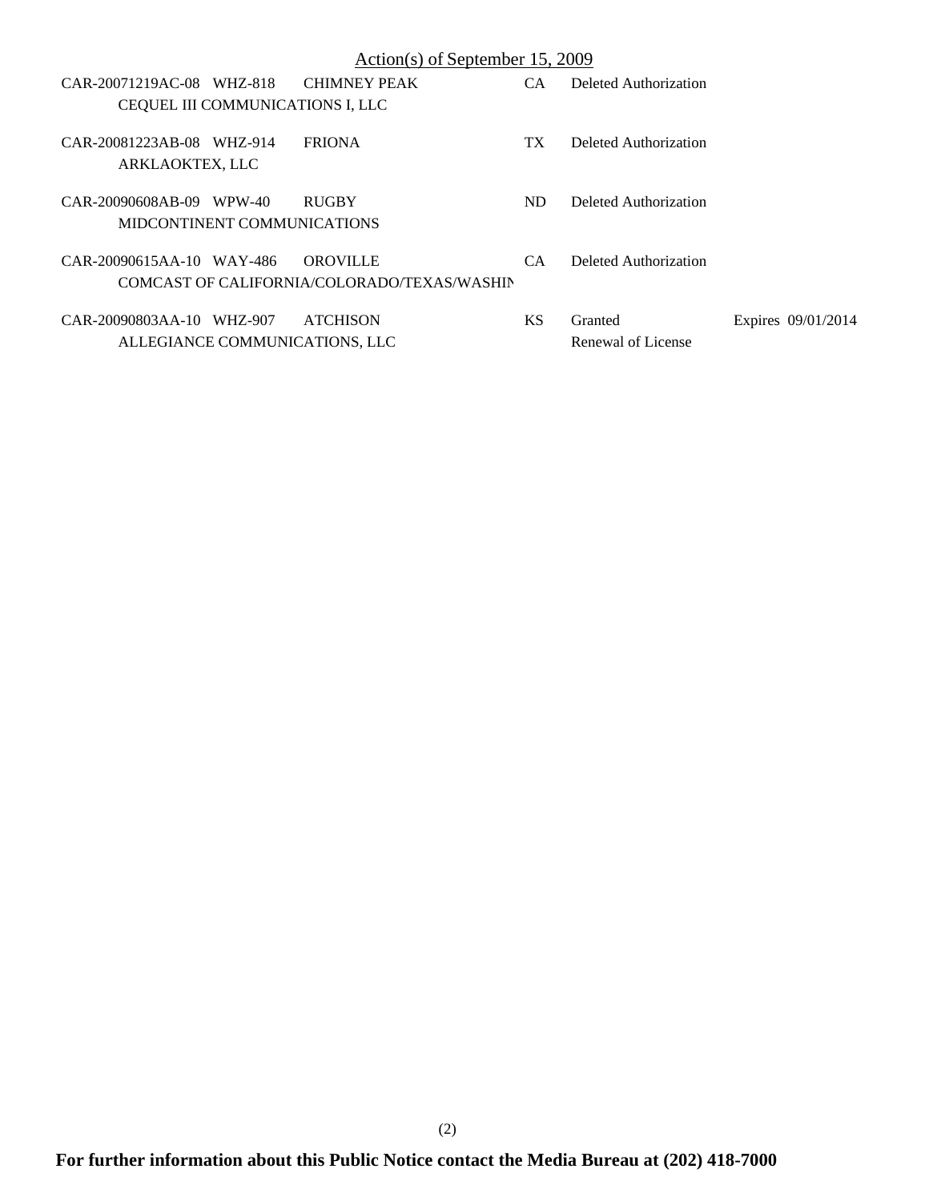Action(s) of September 15, 2009

| | | | | | |
|---|---|---|---|---|---|
| CAR-20071219AC-08 | WHZ-818 | CHIMNEY PEAK | CA | Deleted Authorization | |
| CEQUEL III COMMUNICATIONS I, LLC | | | | | |
| CAR-20081223AB-08 | WHZ-914 | FRIONA | TX | Deleted Authorization | |
| ARKLAOKTEX, LLC | | | | | |
| CAR-20090608AB-09 | WPW-40 | RUGBY | ND | Deleted Authorization | |
| MIDCONTINENT COMMUNICATIONS | | | | | |
| CAR-20090615AA-10 | WAY-486 | OROVILLE | CA | Deleted Authorization | |
| COMCAST OF CALIFORNIA/COLORADO/TEXAS/WASHIN | | | | | |
| CAR-20090803AA-10 | WHZ-907 | ATCHISON | KS | Granted | Expires 09/01/2014 |
| ALLEGIANCE COMMUNICATIONS, LLC | | | | Renewal of License | |

**For further information about this Public Notice contact the Media Bureau at (202) 418-7000**